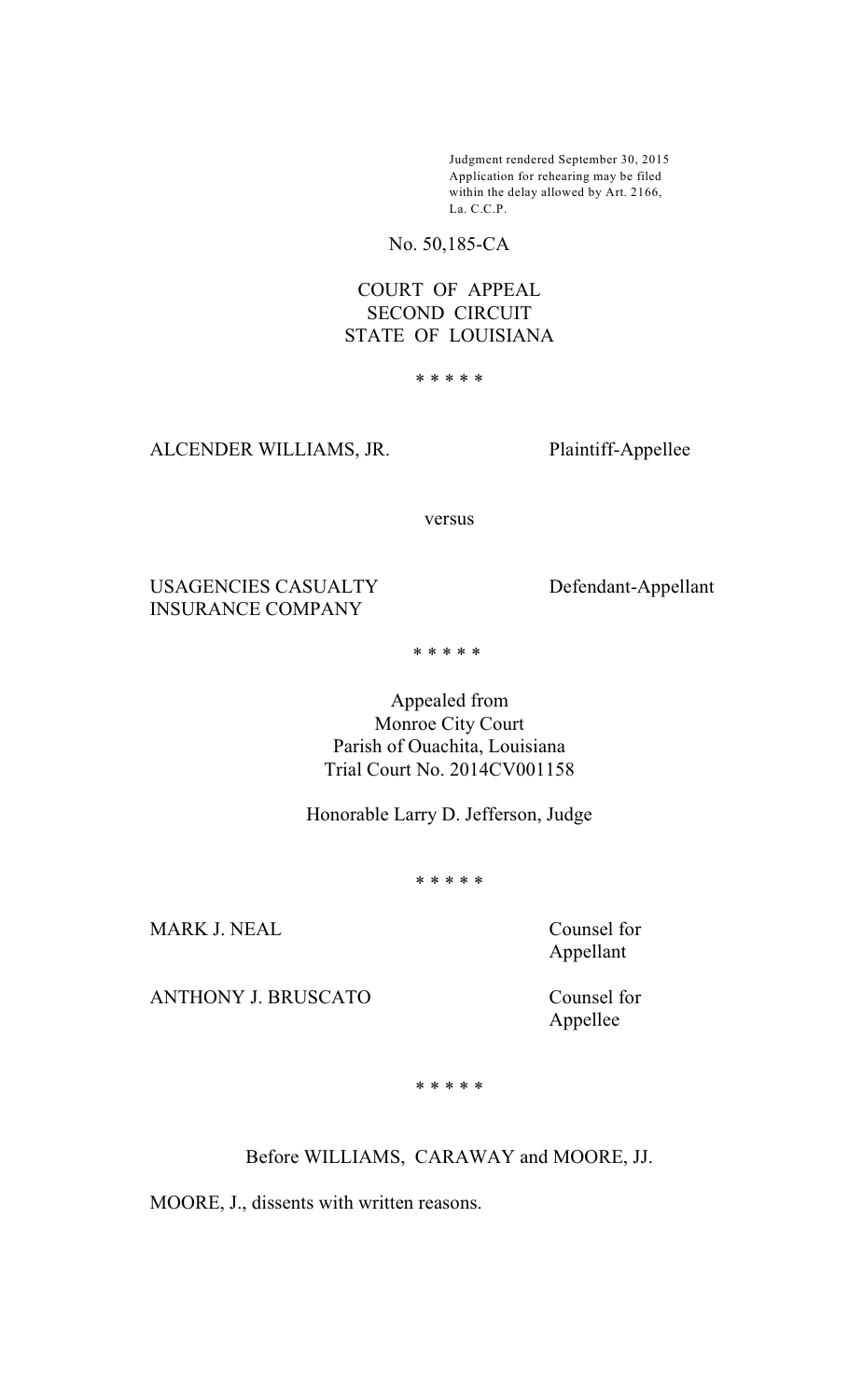Judgment rendered September 30, 2015
Application for rehearing may be filed
within the delay allowed by Art. 2166,
La. C.C.P.

No. 50,185-CA

COURT OF APPEAL
SECOND CIRCUIT
STATE OF LOUISIANA

\* \* \* \* \*

ALCENDER WILLIAMS, JR. Plaintiff-Appellee

versus

USAGENCIES CASUALTY INSURANCE COMPANY Defendant-Appellant

\* \* \* \* \*

Appealed from
Monroe City Court
Parish of Ouachita, Louisiana
Trial Court No. 2014CV001158

Honorable Larry D. Jefferson, Judge

\* \* \* \* \*

MARK J. NEAL Counsel for Appellant

ANTHONY J. BRUSCATO Counsel for Appellee

\* \* \* \* \*

Before WILLIAMS, CARAWAY and MOORE, JJ.

MOORE, J., dissents with written reasons.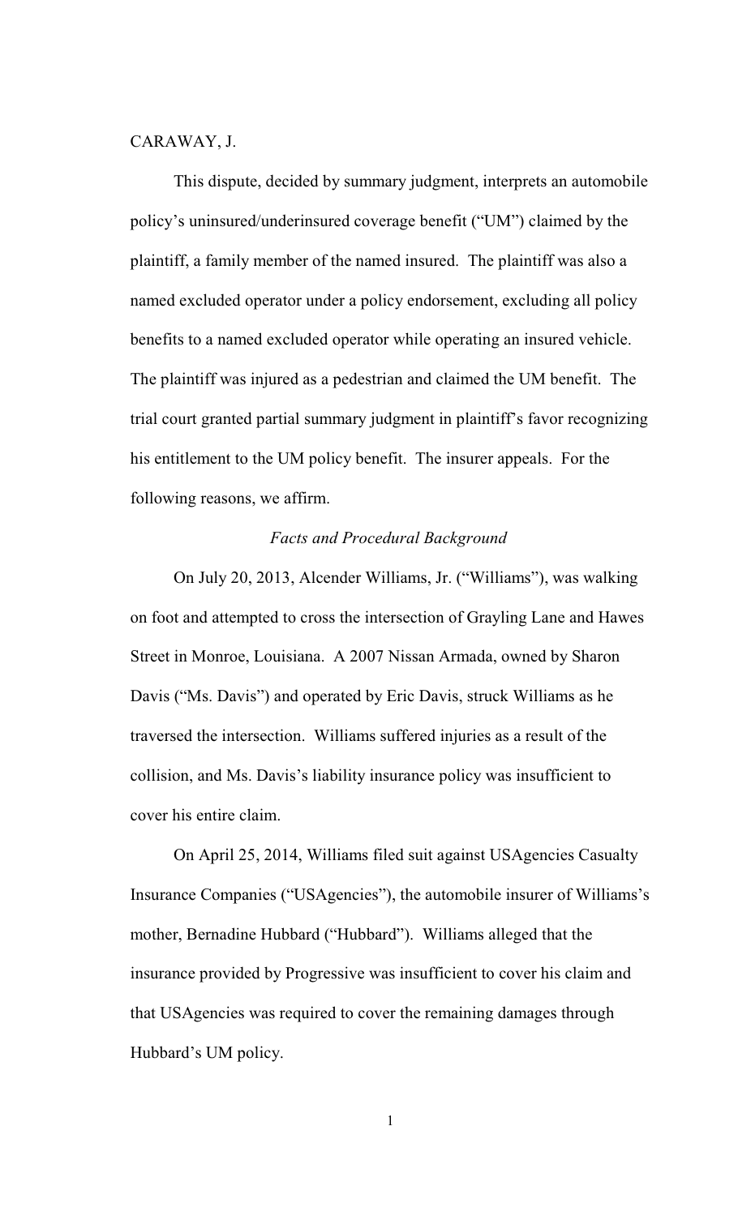CARAWAY, J.

This dispute, decided by summary judgment, interprets an automobile policy's uninsured/underinsured coverage benefit ("UM") claimed by the plaintiff, a family member of the named insured. The plaintiff was also a named excluded operator under a policy endorsement, excluding all policy benefits to a named excluded operator while operating an insured vehicle. The plaintiff was injured as a pedestrian and claimed the UM benefit. The trial court granted partial summary judgment in plaintiff's favor recognizing his entitlement to the UM policy benefit. The insurer appeals. For the following reasons, we affirm.

*Facts and Procedural Background*

On July 20, 2013, Alcender Williams, Jr. ("Williams"), was walking on foot and attempted to cross the intersection of Grayling Lane and Hawes Street in Monroe, Louisiana. A 2007 Nissan Armada, owned by Sharon Davis ("Ms. Davis") and operated by Eric Davis, struck Williams as he traversed the intersection. Williams suffered injuries as a result of the collision, and Ms. Davis's liability insurance policy was insufficient to cover his entire claim.

On April 25, 2014, Williams filed suit against USAgencies Casualty Insurance Companies ("USAgencies"), the automobile insurer of Williams's mother, Bernadine Hubbard ("Hubbard"). Williams alleged that the insurance provided by Progressive was insufficient to cover his claim and that USAgencies was required to cover the remaining damages through Hubbard's UM policy.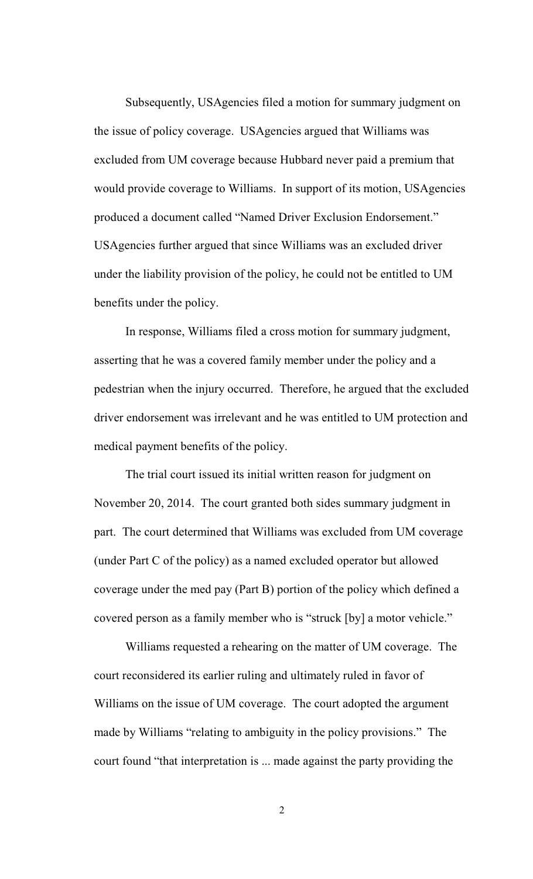Subsequently, USAgencies filed a motion for summary judgment on the issue of policy coverage. USAgencies argued that Williams was excluded from UM coverage because Hubbard never paid a premium that would provide coverage to Williams. In support of its motion, USAgencies produced a document called "Named Driver Exclusion Endorsement." USAgencies further argued that since Williams was an excluded driver under the liability provision of the policy, he could not be entitled to UM benefits under the policy.

In response, Williams filed a cross motion for summary judgment, asserting that he was a covered family member under the policy and a pedestrian when the injury occurred. Therefore, he argued that the excluded driver endorsement was irrelevant and he was entitled to UM protection and medical payment benefits of the policy.

The trial court issued its initial written reason for judgment on November 20, 2014. The court granted both sides summary judgment in part. The court determined that Williams was excluded from UM coverage (under Part C of the policy) as a named excluded operator but allowed coverage under the med pay (Part B) portion of the policy which defined a covered person as a family member who is "struck [by] a motor vehicle."

Williams requested a rehearing on the matter of UM coverage. The court reconsidered its earlier ruling and ultimately ruled in favor of Williams on the issue of UM coverage. The court adopted the argument made by Williams "relating to ambiguity in the policy provisions." The court found "that interpretation is ... made against the party providing the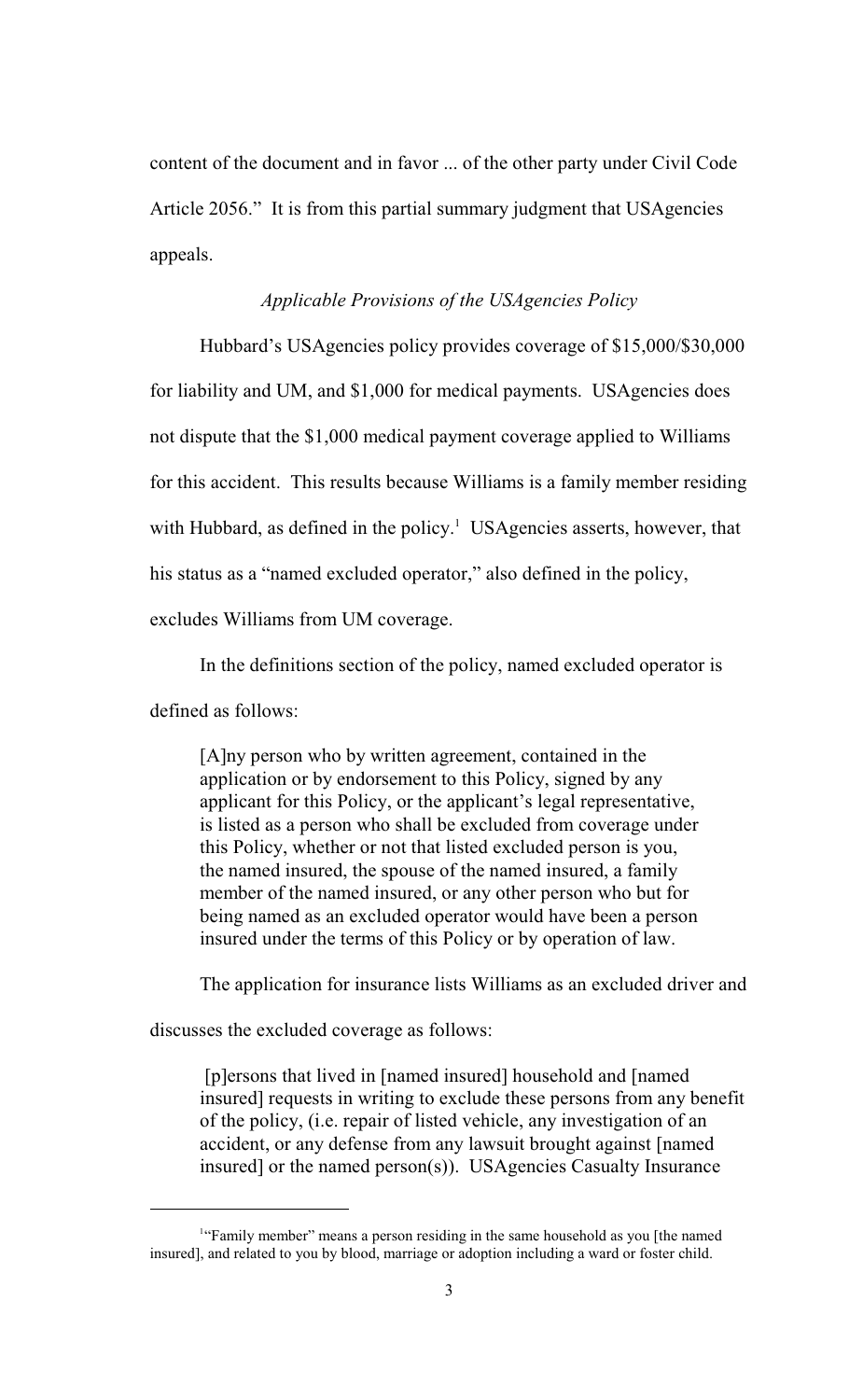content of the document and in favor ... of the other party under Civil Code Article 2056." It is from this partial summary judgment that USAgencies appeals.

*Applicable Provisions of the USAgencies Policy*

Hubbard's USAgencies policy provides coverage of $15,000/$30,000 for liability and UM, and $1,000 for medical payments. USAgencies does not dispute that the $1,000 medical payment coverage applied to Williams for this accident. This results because Williams is a family member residing with Hubbard, as defined in the policy.[1] USAgencies asserts, however, that his status as a "named excluded operator," also defined in the policy, excludes Williams from UM coverage.

In the definitions section of the policy, named excluded operator is defined as follows:

> [A]ny person who by written agreement, contained in the application or by endorsement to this Policy, signed by any applicant for this Policy, or the applicant's legal representative, is listed as a person who shall be excluded from coverage under this Policy, whether or not that listed excluded person is you, the named insured, the spouse of the named insured, a family member of the named insured, or any other person who but for being named as an excluded operator would have been a person insured under the terms of this Policy or by operation of law.

The application for insurance lists Williams as an excluded driver and discusses the excluded coverage as follows:

> [p]ersons that lived in [named insured] household and [named insured] requests in writing to exclude these persons from any benefit of the policy, (i.e. repair of listed vehicle, any investigation of an accident, or any defense from any lawsuit brought against [named insured] or the named person(s)). USAgencies Casualty Insurance

---

[1] "Family member" means a person residing in the same household as you [the named insured], and related to you by blood, marriage or adoption including a ward or foster child.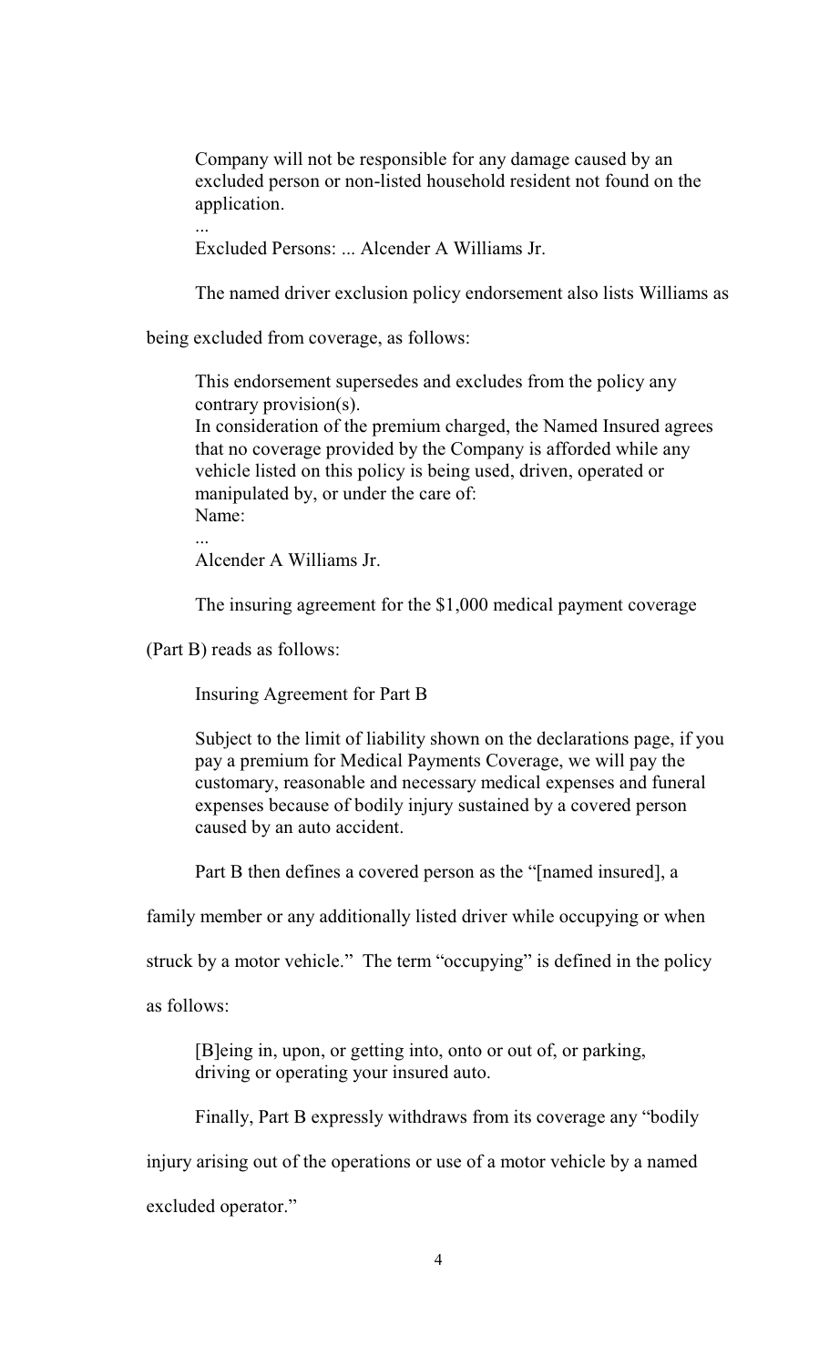> Company will not be responsible for any damage caused by an excluded person or non-listed household resident not found on the application.
>
> ...
>
> Excluded Persons: ... Alcender A Williams Jr.

The named driver exclusion policy endorsement also lists Williams as being excluded from coverage, as follows:

> This endorsement supersedes and excludes from the policy any contrary provision(s).
>
> In consideration of the premium charged, the Named Insured agrees that no coverage provided by the Company is afforded while any vehicle listed on this policy is being used, driven, operated or manipulated by, or under the care of:
>
> Name:
>
> ...
>
> Alcender A Williams Jr.

The insuring agreement for the $1,000 medical payment coverage (Part B) reads as follows:

> Insuring Agreement for Part B
>
> Subject to the limit of liability shown on the declarations page, if you pay a premium for Medical Payments Coverage, we will pay the customary, reasonable and necessary medical expenses and funeral expenses because of bodily injury sustained by a covered person caused by an auto accident.

Part B then defines a covered person as the "[named insured], a family member or any additionally listed driver while occupying or when struck by a motor vehicle." The term "occupying" is defined in the policy as follows:

> [B]eing in, upon, or getting into, onto or out of, or parking, driving or operating your insured auto.

Finally, Part B expressly withdraws from its coverage any "bodily injury arising out of the operations or use of a motor vehicle by a named excluded operator."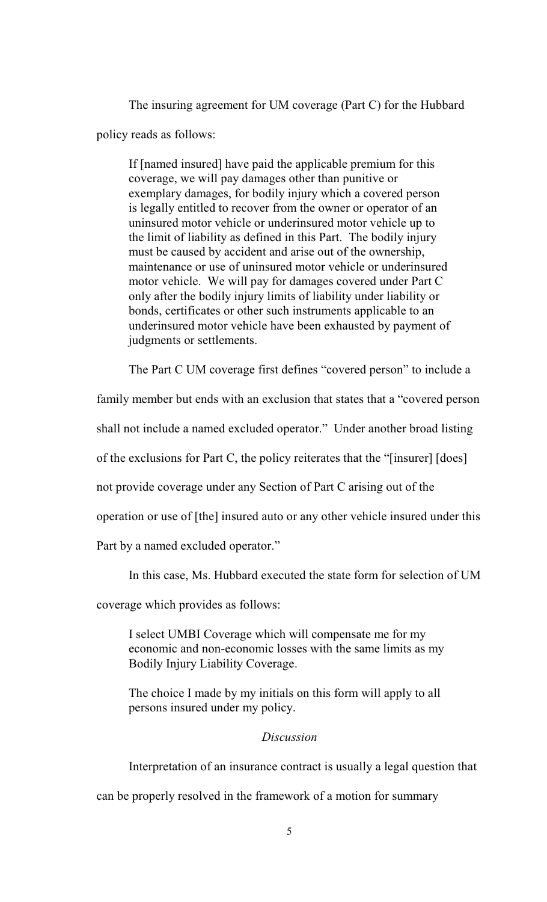The insuring agreement for UM coverage (Part C) for the Hubbard policy reads as follows:

> If [named insured] have paid the applicable premium for this coverage, we will pay damages other than punitive or exemplary damages, for bodily injury which a covered person is legally entitled to recover from the owner or operator of an uninsured motor vehicle or underinsured motor vehicle up to the limit of liability as defined in this Part. The bodily injury must be caused by accident and arise out of the ownership, maintenance or use of uninsured motor vehicle or underinsured motor vehicle. We will pay for damages covered under Part C only after the bodily injury limits of liability under liability or bonds, certificates or other such instruments applicable to an underinsured motor vehicle have been exhausted by payment of judgments or settlements.

The Part C UM coverage first defines "covered person" to include a family member but ends with an exclusion that states that a "covered person shall not include a named excluded operator." Under another broad listing of the exclusions for Part C, the policy reiterates that the "[insurer] [does] not provide coverage under any Section of Part C arising out of the operation or use of [the] insured auto or any other vehicle insured under this Part by a named excluded operator."

In this case, Ms. Hubbard executed the state form for selection of UM coverage which provides as follows:

> I select UMBI Coverage which will compensate me for my economic and non-economic losses with the same limits as my Bodily Injury Liability Coverage.
>
> The choice I made by my initials on this form will apply to all persons insured under my policy.

*Discussion*

Interpretation of an insurance contract is usually a legal question that can be properly resolved in the framework of a motion for summary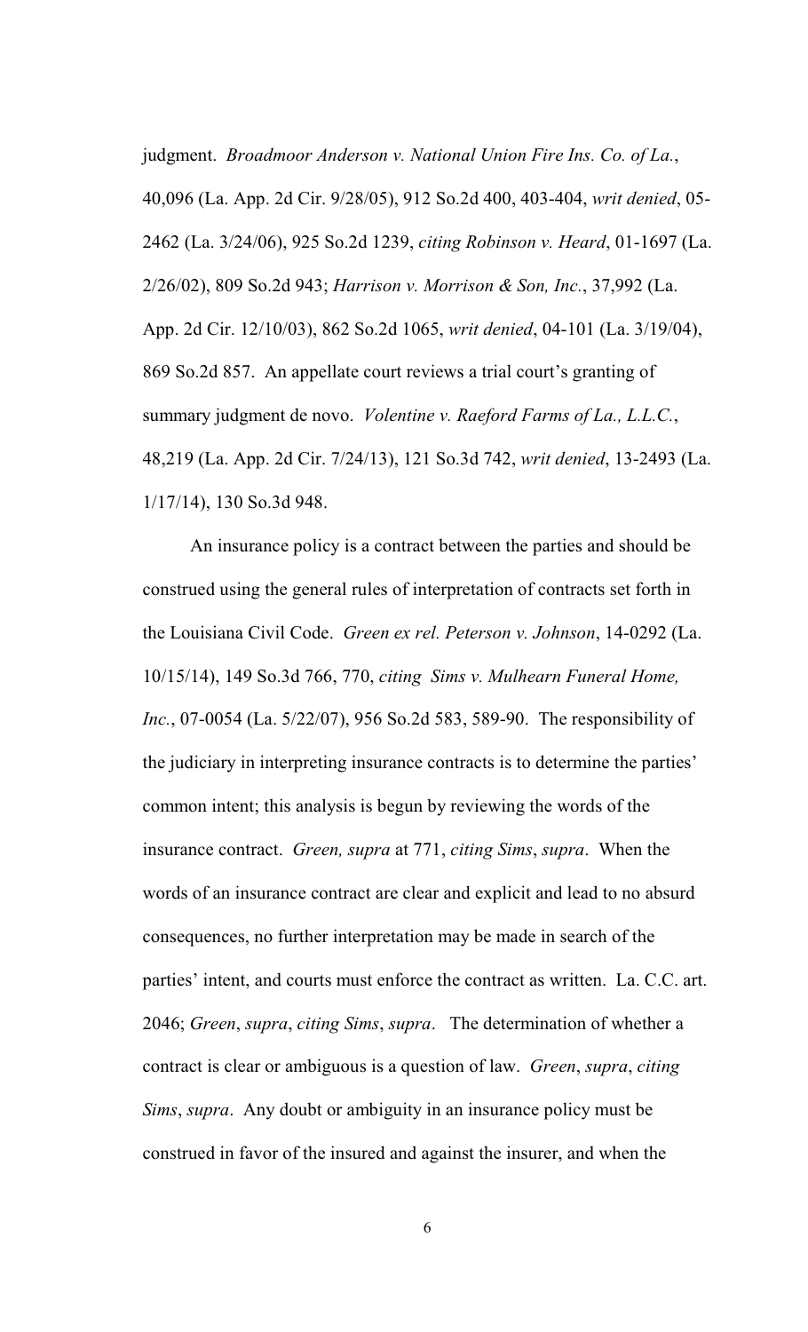judgment. *Broadmoor Anderson v. National Union Fire Ins. Co. of La.*, 40,096 (La. App. 2d Cir. 9/28/05), 912 So.2d 400, 403-404, *writ denied*, 05-2462 (La. 3/24/06), 925 So.2d 1239, *citing Robinson v. Heard*, 01-1697 (La. 2/26/02), 809 So.2d 943; *Harrison v. Morrison & Son, Inc.*, 37,992 (La. App. 2d Cir. 12/10/03), 862 So.2d 1065, *writ denied*, 04-101 (La. 3/19/04), 869 So.2d 857. An appellate court reviews a trial court's granting of summary judgment de novo. *Volentine v. Raeford Farms of La., L.L.C.*, 48,219 (La. App. 2d Cir. 7/24/13), 121 So.3d 742, *writ denied*, 13-2493 (La. 1/17/14), 130 So.3d 948.

An insurance policy is a contract between the parties and should be construed using the general rules of interpretation of contracts set forth in the Louisiana Civil Code. *Green ex rel. Peterson v. Johnson*, 14-0292 (La. 10/15/14), 149 So.3d 766, 770, *citing Sims v. Mulhearn Funeral Home, Inc.*, 07-0054 (La. 5/22/07), 956 So.2d 583, 589-90. The responsibility of the judiciary in interpreting insurance contracts is to determine the parties' common intent; this analysis is begun by reviewing the words of the insurance contract. *Green, supra* at 771, *citing Sims*, *supra*. When the words of an insurance contract are clear and explicit and lead to no absurd consequences, no further interpretation may be made in search of the parties' intent, and courts must enforce the contract as written. La. C.C. art. 2046; *Green*, *supra*, *citing Sims*, *supra*. The determination of whether a contract is clear or ambiguous is a question of law. *Green*, *supra*, *citing Sims*, *supra*. Any doubt or ambiguity in an insurance policy must be construed in favor of the insured and against the insurer, and when the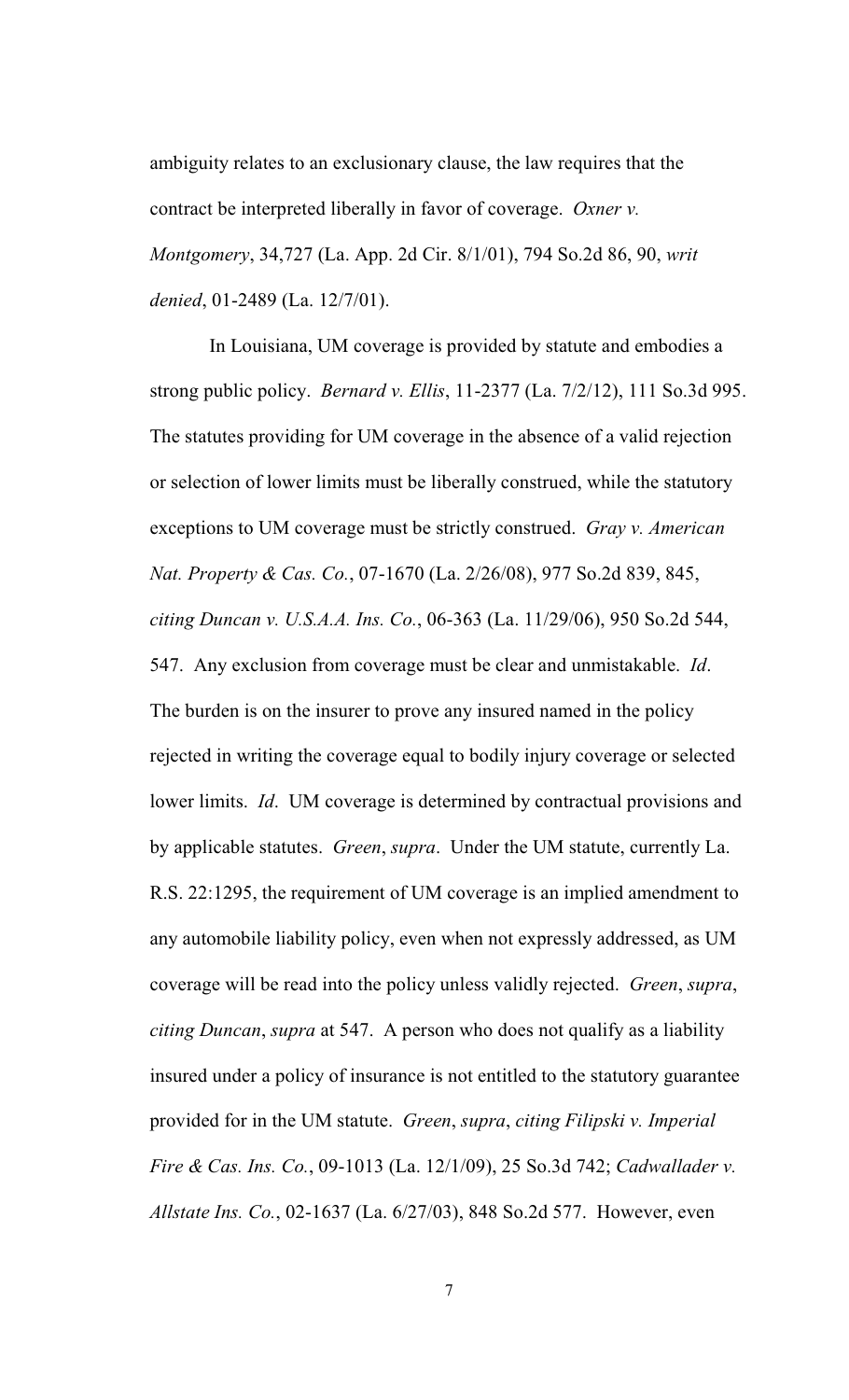ambiguity relates to an exclusionary clause, the law requires that the contract be interpreted liberally in favor of coverage. *Oxner v. Montgomery*, 34,727 (La. App. 2d Cir. 8/1/01), 794 So.2d 86, 90, *writ denied*, 01-2489 (La. 12/7/01).

In Louisiana, UM coverage is provided by statute and embodies a strong public policy. *Bernard v. Ellis*, 11-2377 (La. 7/2/12), 111 So.3d 995. The statutes providing for UM coverage in the absence of a valid rejection or selection of lower limits must be liberally construed, while the statutory exceptions to UM coverage must be strictly construed. *Gray v. American Nat. Property & Cas. Co.*, 07-1670 (La. 2/26/08), 977 So.2d 839, 845, *citing Duncan v. U.S.A.A. Ins. Co.*, 06-363 (La. 11/29/06), 950 So.2d 544, 547. Any exclusion from coverage must be clear and unmistakable. *Id*. The burden is on the insurer to prove any insured named in the policy rejected in writing the coverage equal to bodily injury coverage or selected lower limits. *Id*. UM coverage is determined by contractual provisions and by applicable statutes. *Green*, *supra*. Under the UM statute, currently La. R.S. 22:1295, the requirement of UM coverage is an implied amendment to any automobile liability policy, even when not expressly addressed, as UM coverage will be read into the policy unless validly rejected. *Green*, *supra*, *citing Duncan*, *supra* at 547. A person who does not qualify as a liability insured under a policy of insurance is not entitled to the statutory guarantee provided for in the UM statute. *Green*, *supra*, *citing Filipski v. Imperial Fire & Cas. Ins. Co.*, 09-1013 (La. 12/1/09), 25 So.3d 742; *Cadwallader v. Allstate Ins. Co.*, 02-1637 (La. 6/27/03), 848 So.2d 577. However, even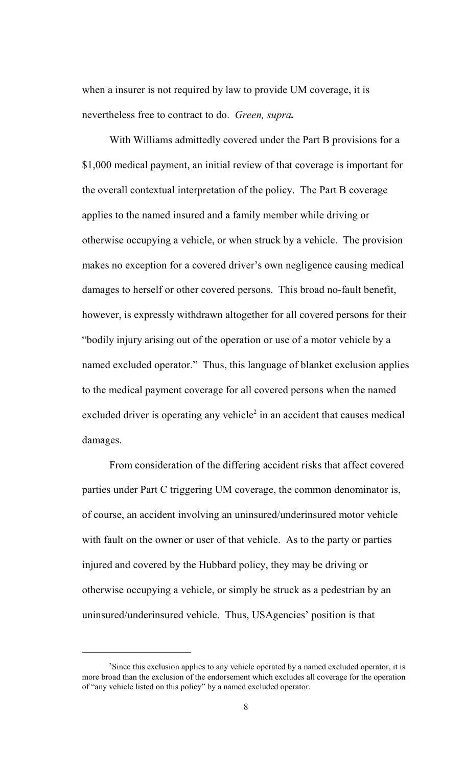when a insurer is not required by law to provide UM coverage, it is nevertheless free to contract to do. *Green, supra.*

With Williams admittedly covered under the Part B provisions for a \$1,000 medical payment, an initial review of that coverage is important for the overall contextual interpretation of the policy. The Part B coverage applies to the named insured and a family member while driving or otherwise occupying a vehicle, or when struck by a vehicle. The provision makes no exception for a covered driver's own negligence causing medical damages to herself or other covered persons. This broad no-fault benefit, however, is expressly withdrawn altogether for all covered persons for their "bodily injury arising out of the operation or use of a motor vehicle by a named excluded operator." Thus, this language of blanket exclusion applies to the medical payment coverage for all covered persons when the named excluded driver is operating any vehicle[2] in an accident that causes medical damages.

From consideration of the differing accident risks that affect covered parties under Part C triggering UM coverage, the common denominator is, of course, an accident involving an uninsured/underinsured motor vehicle with fault on the owner or user of that vehicle. As to the party or parties injured and covered by the Hubbard policy, they may be driving or otherwise occupying a vehicle, or simply be struck as a pedestrian by an uninsured/underinsured vehicle. Thus, USAgencies' position is that

---

[2] Since this exclusion applies to any vehicle operated by a named excluded operator, it is more broad than the exclusion of the endorsement which excludes all coverage for the operation of "any vehicle listed on this policy" by a named excluded operator.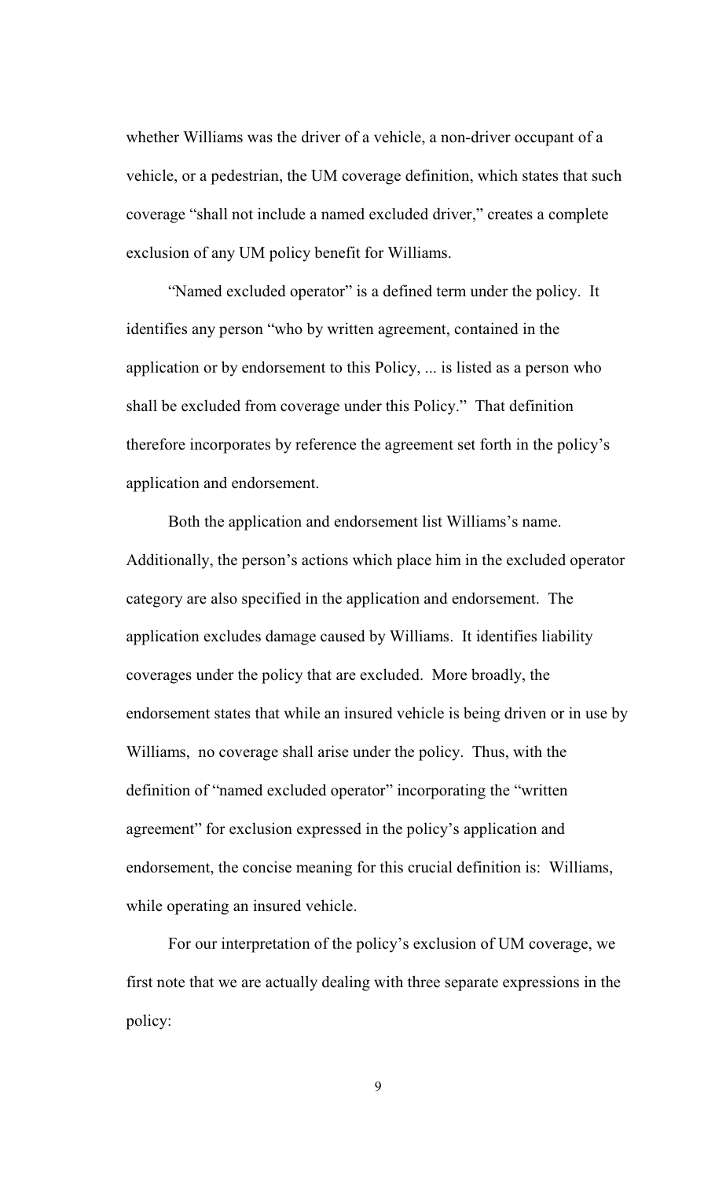whether Williams was the driver of a vehicle, a non-driver occupant of a vehicle, or a pedestrian, the UM coverage definition, which states that such coverage "shall not include a named excluded driver," creates a complete exclusion of any UM policy benefit for Williams.

"Named excluded operator" is a defined term under the policy. It identifies any person "who by written agreement, contained in the application or by endorsement to this Policy, ... is listed as a person who shall be excluded from coverage under this Policy." That definition therefore incorporates by reference the agreement set forth in the policy's application and endorsement.

Both the application and endorsement list Williams's name. Additionally, the person's actions which place him in the excluded operator category are also specified in the application and endorsement. The application excludes damage caused by Williams. It identifies liability coverages under the policy that are excluded. More broadly, the endorsement states that while an insured vehicle is being driven or in use by Williams, no coverage shall arise under the policy. Thus, with the definition of "named excluded operator" incorporating the "written agreement" for exclusion expressed in the policy's application and endorsement, the concise meaning for this crucial definition is: Williams, while operating an insured vehicle.

For our interpretation of the policy's exclusion of UM coverage, we first note that we are actually dealing with three separate expressions in the policy: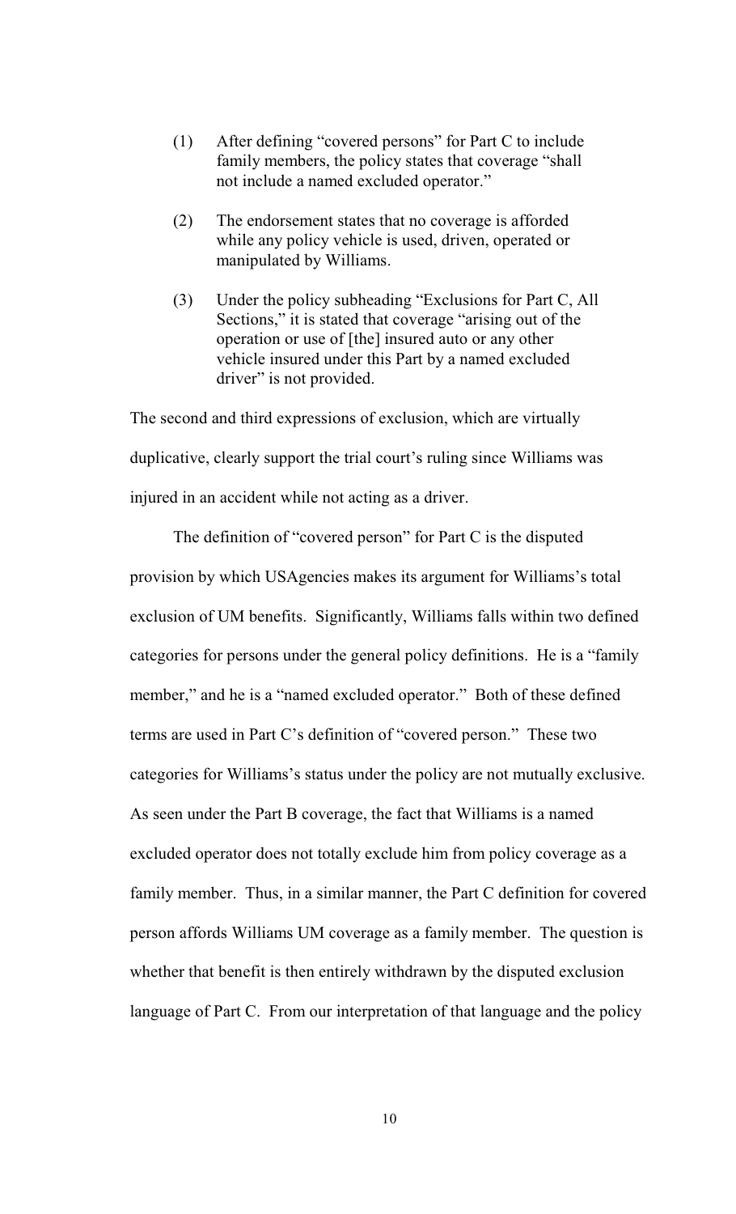(1) After defining "covered persons" for Part C to include family members, the policy states that coverage "shall not include a named excluded operator."

(2) The endorsement states that no coverage is afforded while any policy vehicle is used, driven, operated or manipulated by Williams.

(3) Under the policy subheading "Exclusions for Part C, All Sections," it is stated that coverage "arising out of the operation or use of [the] insured auto or any other vehicle insured under this Part by a named excluded driver" is not provided.

The second and third expressions of exclusion, which are virtually duplicative, clearly support the trial court's ruling since Williams was injured in an accident while not acting as a driver.

The definition of "covered person" for Part C is the disputed provision by which USAgencies makes its argument for Williams's total exclusion of UM benefits. Significantly, Williams falls within two defined categories for persons under the general policy definitions. He is a "family member," and he is a "named excluded operator." Both of these defined terms are used in Part C's definition of "covered person." These two categories for Williams's status under the policy are not mutually exclusive. As seen under the Part B coverage, the fact that Williams is a named excluded operator does not totally exclude him from policy coverage as a family member. Thus, in a similar manner, the Part C definition for covered person affords Williams UM coverage as a family member. The question is whether that benefit is then entirely withdrawn by the disputed exclusion language of Part C. From our interpretation of that language and the policy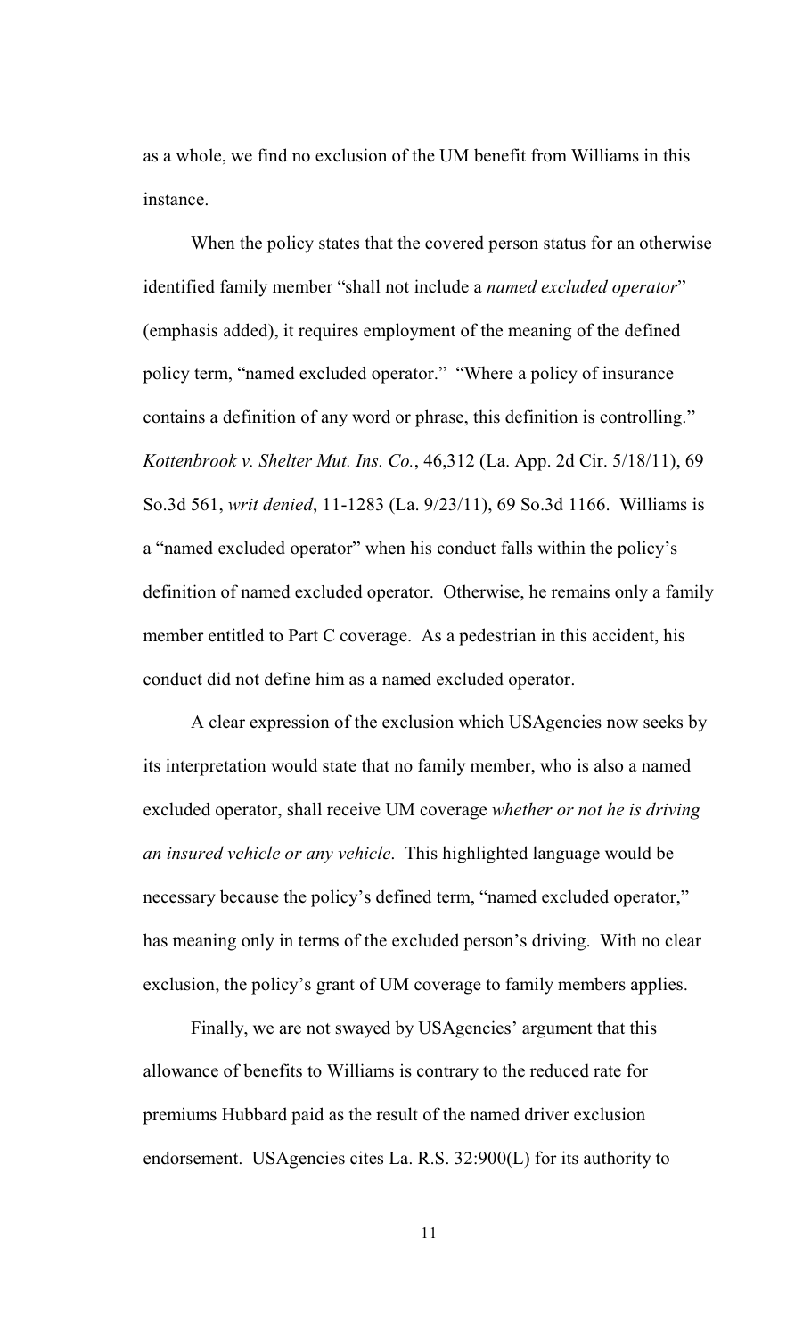as a whole, we find no exclusion of the UM benefit from Williams in this instance.

When the policy states that the covered person status for an otherwise identified family member "shall not include a *named excluded operator*" (emphasis added), it requires employment of the meaning of the defined policy term, "named excluded operator." "Where a policy of insurance contains a definition of any word or phrase, this definition is controlling." *Kottenbrook v. Shelter Mut. Ins. Co.*, 46,312 (La. App. 2d Cir. 5/18/11), 69 So.3d 561, *writ denied*, 11-1283 (La. 9/23/11), 69 So.3d 1166. Williams is a "named excluded operator" when his conduct falls within the policy's definition of named excluded operator. Otherwise, he remains only a family member entitled to Part C coverage. As a pedestrian in this accident, his conduct did not define him as a named excluded operator.

A clear expression of the exclusion which USAgencies now seeks by its interpretation would state that no family member, who is also a named excluded operator, shall receive UM coverage *whether or not he is driving an insured vehicle or any vehicle*. This highlighted language would be necessary because the policy's defined term, "named excluded operator," has meaning only in terms of the excluded person's driving. With no clear exclusion, the policy's grant of UM coverage to family members applies.

Finally, we are not swayed by USAgencies' argument that this allowance of benefits to Williams is contrary to the reduced rate for premiums Hubbard paid as the result of the named driver exclusion endorsement. USAgencies cites La. R.S. 32:900(L) for its authority to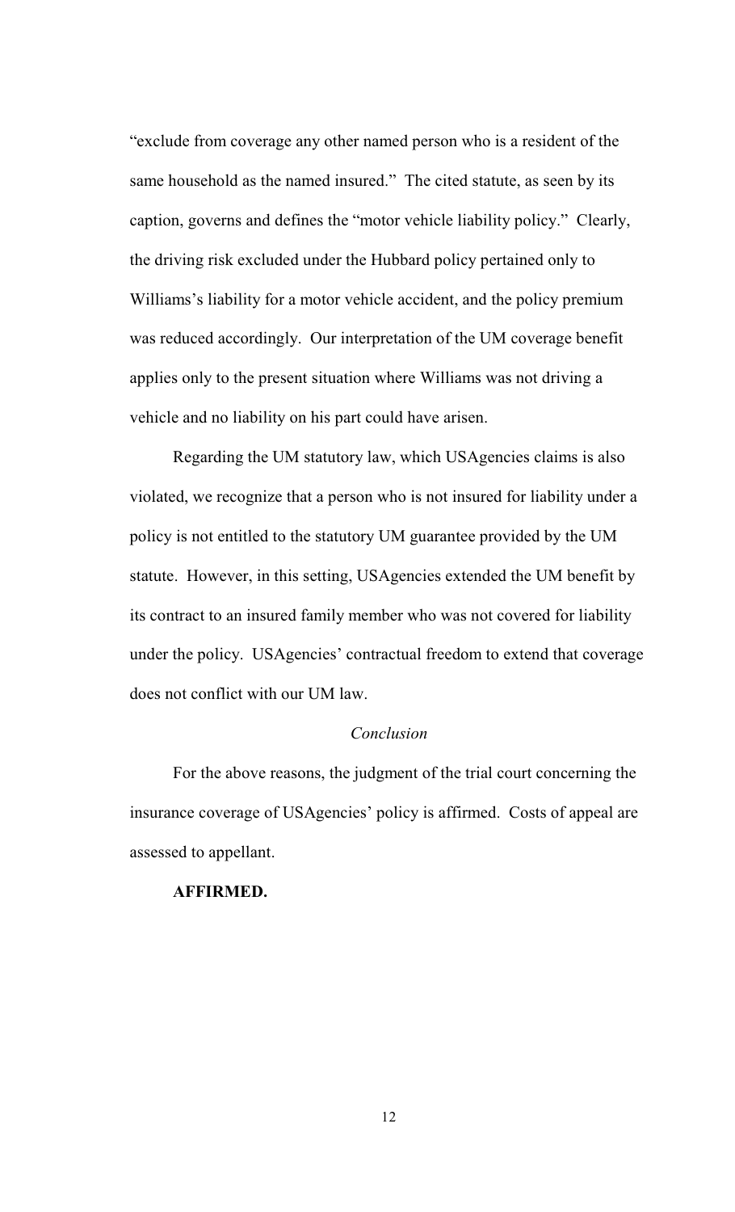"exclude from coverage any other named person who is a resident of the same household as the named insured." The cited statute, as seen by its caption, governs and defines the "motor vehicle liability policy." Clearly, the driving risk excluded under the Hubbard policy pertained only to Williams's liability for a motor vehicle accident, and the policy premium was reduced accordingly. Our interpretation of the UM coverage benefit applies only to the present situation where Williams was not driving a vehicle and no liability on his part could have arisen.

Regarding the UM statutory law, which USAgencies claims is also violated, we recognize that a person who is not insured for liability under a policy is not entitled to the statutory UM guarantee provided by the UM statute. However, in this setting, USAgencies extended the UM benefit by its contract to an insured family member who was not covered for liability under the policy. USAgencies' contractual freedom to extend that coverage does not conflict with our UM law.

*Conclusion*

For the above reasons, the judgment of the trial court concerning the insurance coverage of USAgencies' policy is affirmed. Costs of appeal are assessed to appellant.

**AFFIRMED.**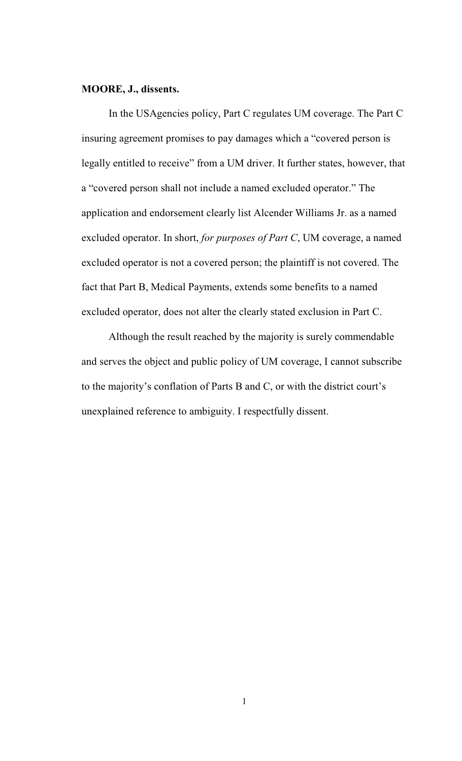**MOORE, J., dissents.**

In the USAgencies policy, Part C regulates UM coverage. The Part C insuring agreement promises to pay damages which a "covered person is legally entitled to receive" from a UM driver. It further states, however, that a "covered person shall not include a named excluded operator." The application and endorsement clearly list Alcender Williams Jr. as a named excluded operator. In short, *for purposes of Part C*, UM coverage, a named excluded operator is not a covered person; the plaintiff is not covered. The fact that Part B, Medical Payments, extends some benefits to a named excluded operator, does not alter the clearly stated exclusion in Part C.

Although the result reached by the majority is surely commendable and serves the object and public policy of UM coverage, I cannot subscribe to the majority's conflation of Parts B and C, or with the district court's unexplained reference to ambiguity. I respectfully dissent.